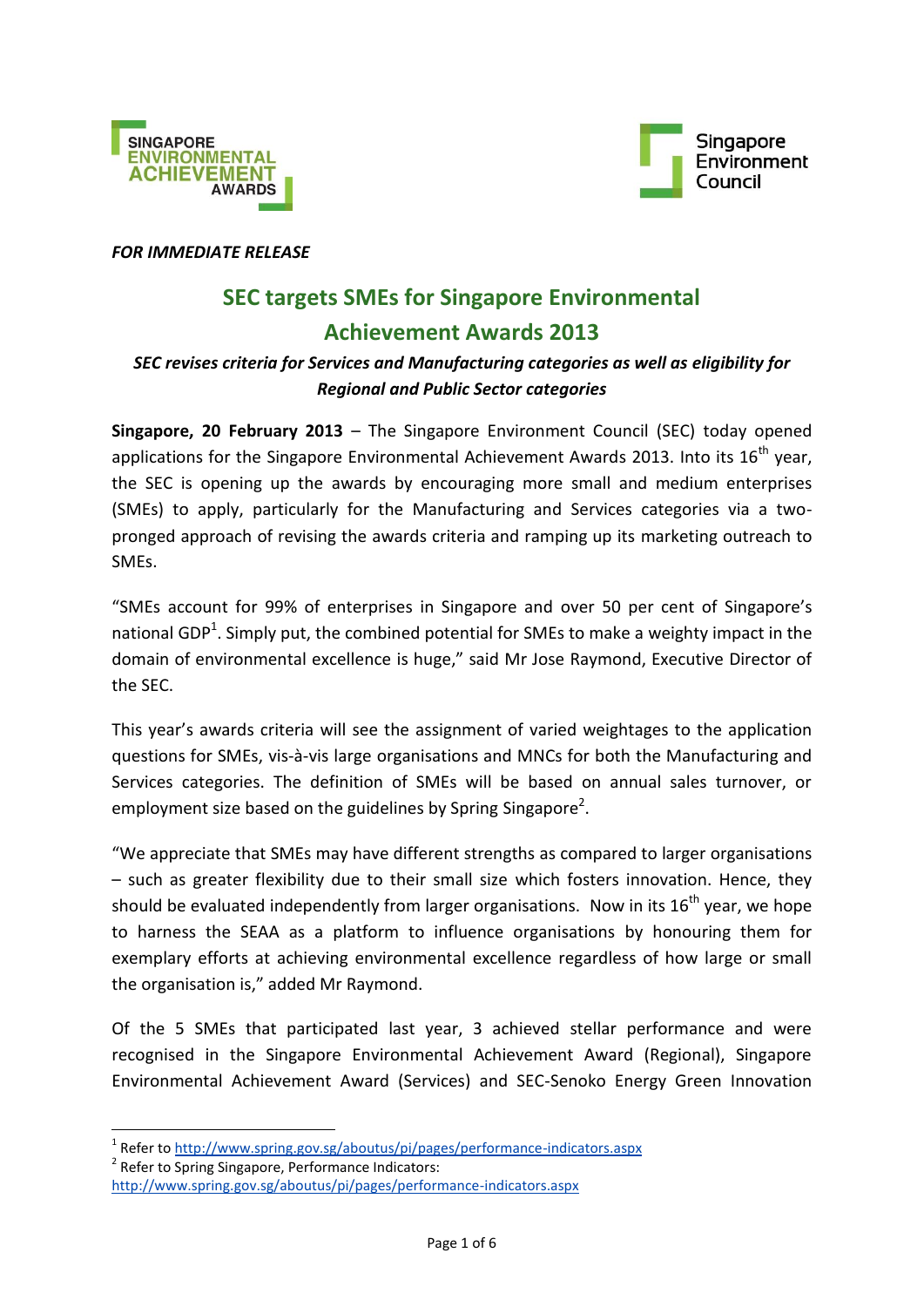*FOR IMMEDIATE RELEASE*

# SEC targets SMEs for Singapore Environmental Achievement Awards 2013

***SEC revises criteria for Services and Manufacturing categories as well as eligibility for Regional and Public Sector categories***

**Singapore, 20 February 2013** – The Singapore Environment Council (SEC) today opened applications for the Singapore Environmental Achievement Awards 2013. Into its 16th year, the SEC is opening up the awards by encouraging more small and medium enterprises (SMEs) to apply, particularly for the Manufacturing and Services categories via a two-pronged approach of revising the awards criteria and ramping up its marketing outreach to SMEs.

"SMEs account for 99% of enterprises in Singapore and over 50 per cent of Singapore's national GDP[1]. Simply put, the combined potential for SMEs to make a weighty impact in the domain of environmental excellence is huge," said Mr Jose Raymond, Executive Director of the SEC.

This year's awards criteria will see the assignment of varied weightages to the application questions for SMEs, vis-à-vis large organisations and MNCs for both the Manufacturing and Services categories. The definition of SMEs will be based on annual sales turnover, or employment size based on the guidelines by Spring Singapore[2].

"We appreciate that SMEs may have different strengths as compared to larger organisations – such as greater flexibility due to their small size which fosters innovation. Hence, they should be evaluated independently from larger organisations. Now in its 16th year, we hope to harness the SEAA as a platform to influence organisations by honouring them for exemplary efforts at achieving environmental excellence regardless of how large or small the organisation is," added Mr Raymond.

Of the 5 SMEs that participated last year, 3 achieved stellar performance and were recognised in the Singapore Environmental Achievement Award (Regional), Singapore Environmental Achievement Award (Services) and SEC-Senoko Energy Green Innovation

---

[1] Refer to http://www.spring.gov.sg/aboutus/pi/pages/performance-indicators.aspx

[2] Refer to Spring Singapore, Performance Indicators: http://www.spring.gov.sg/aboutus/pi/pages/performance-indicators.aspx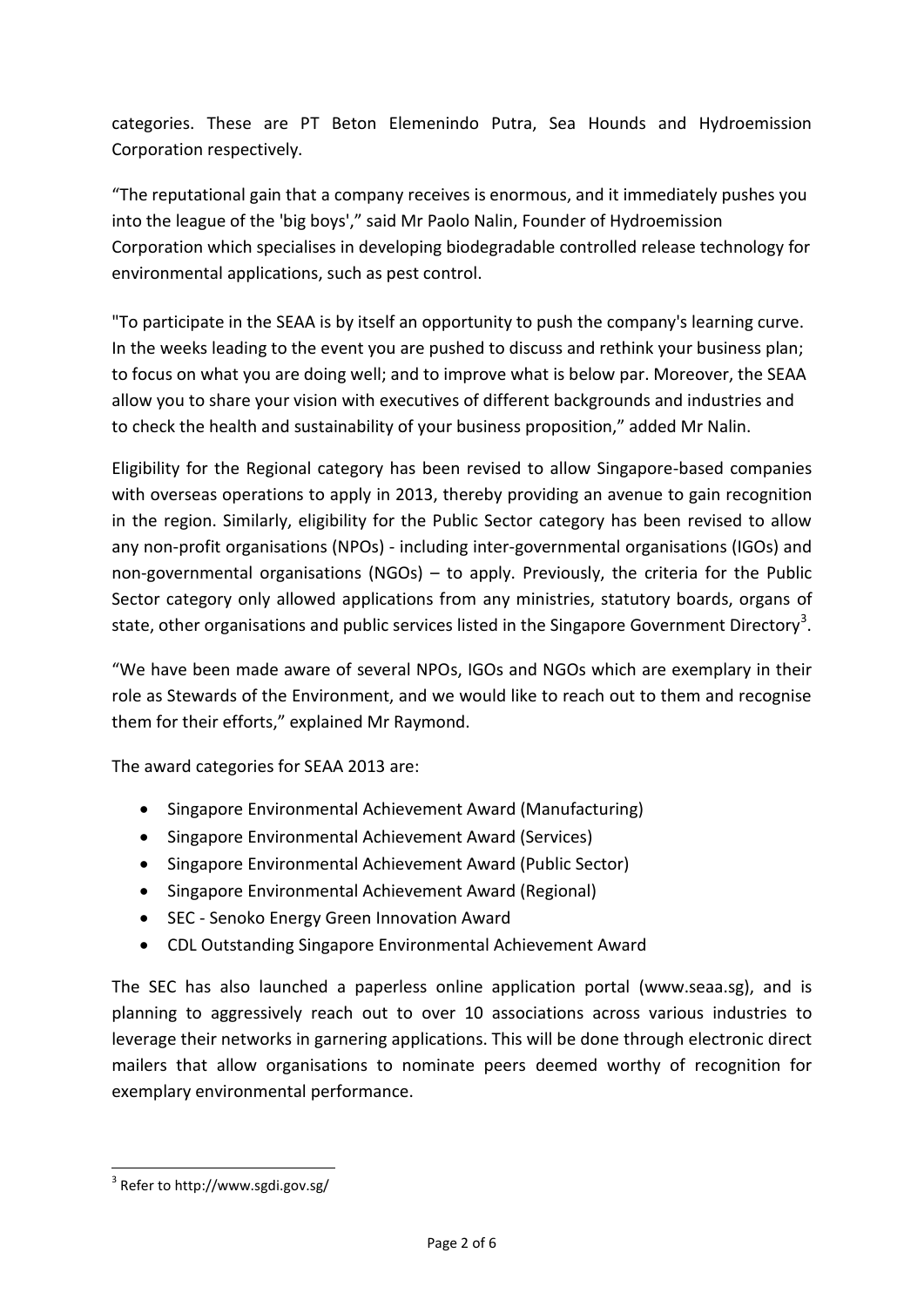categories. These are PT Beton Elemenindo Putra, Sea Hounds and Hydroemission Corporation respectively.

"The reputational gain that a company receives is enormous, and it immediately pushes you into the league of the 'big boys'," said Mr Paolo Nalin, Founder of Hydroemission Corporation which specialises in developing biodegradable controlled release technology for environmental applications, such as pest control.

"To participate in the SEAA is by itself an opportunity to push the company's learning curve. In the weeks leading to the event you are pushed to discuss and rethink your business plan; to focus on what you are doing well; and to improve what is below par. Moreover, the SEAA allow you to share your vision with executives of different backgrounds and industries and to check the health and sustainability of your business proposition," added Mr Nalin.

Eligibility for the Regional category has been revised to allow Singapore-based companies with overseas operations to apply in 2013, thereby providing an avenue to gain recognition in the region. Similarly, eligibility for the Public Sector category has been revised to allow any non-profit organisations (NPOs) - including inter-governmental organisations (IGOs) and non-governmental organisations (NGOs) – to apply. Previously, the criteria for the Public Sector category only allowed applications from any ministries, statutory boards, organs of state, other organisations and public services listed in the Singapore Government Directory[3].

"We have been made aware of several NPOs, IGOs and NGOs which are exemplary in their role as Stewards of the Environment, and we would like to reach out to them and recognise them for their efforts," explained Mr Raymond.

The award categories for SEAA 2013 are:

- Singapore Environmental Achievement Award (Manufacturing)
- Singapore Environmental Achievement Award (Services)
- Singapore Environmental Achievement Award (Public Sector)
- Singapore Environmental Achievement Award (Regional)
- SEC - Senoko Energy Green Innovation Award
- CDL Outstanding Singapore Environmental Achievement Award

The SEC has also launched a paperless online application portal (www.seaa.sg), and is planning to aggressively reach out to over 10 associations across various industries to leverage their networks in garnering applications. This will be done through electronic direct mailers that allow organisations to nominate peers deemed worthy of recognition for exemplary environmental performance.

[3] Refer to http://www.sgdi.gov.sg/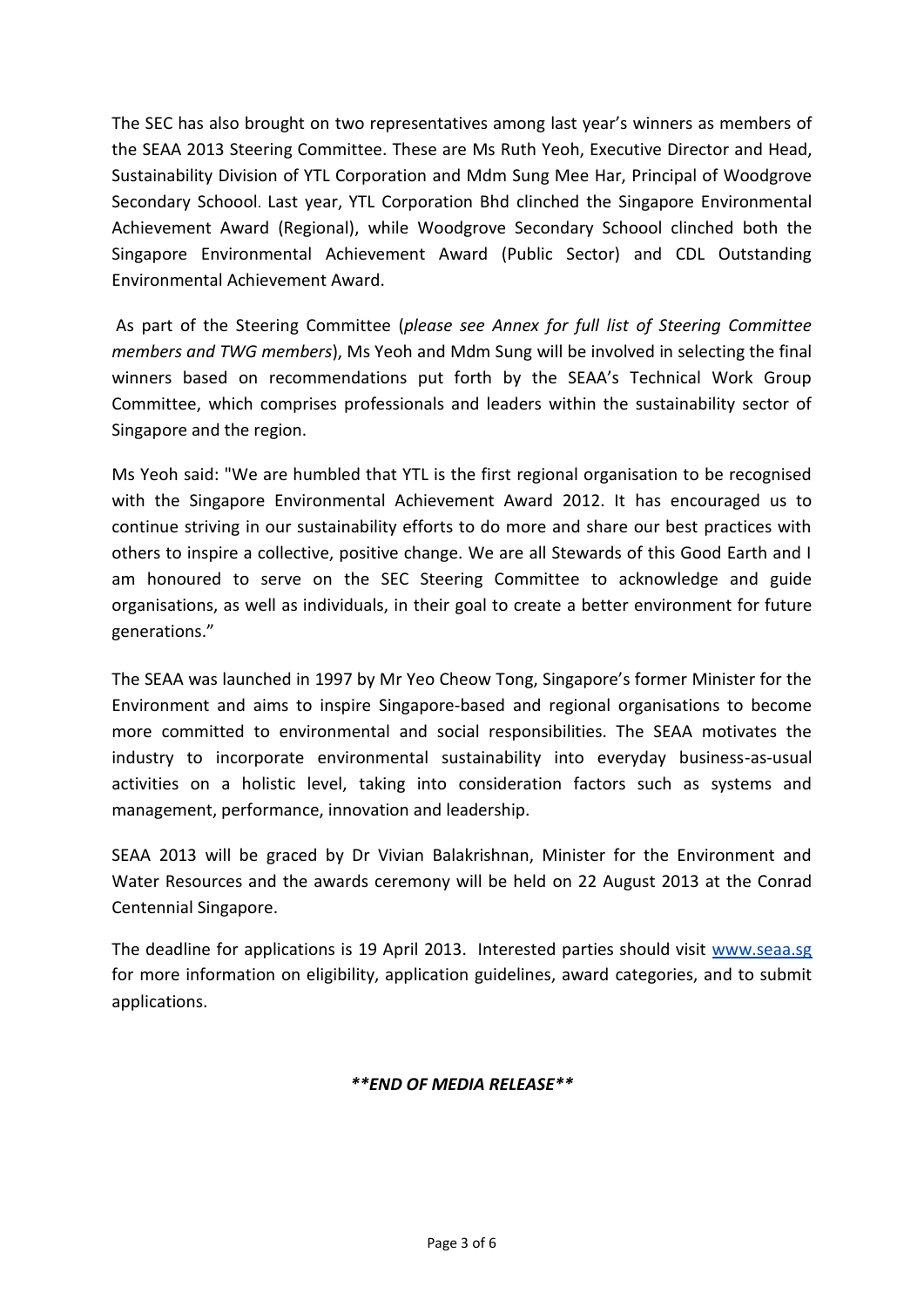The SEC has also brought on two representatives among last year's winners as members of the SEAA 2013 Steering Committee. These are Ms Ruth Yeoh, Executive Director and Head, Sustainability Division of YTL Corporation and Mdm Sung Mee Har, Principal of Woodgrove Secondary Schoool. Last year, YTL Corporation Bhd clinched the Singapore Environmental Achievement Award (Regional), while Woodgrove Secondary Schoool clinched both the Singapore Environmental Achievement Award (Public Sector) and CDL Outstanding Environmental Achievement Award.

As part of the Steering Committee (*please see Annex for full list of Steering Committee members and TWG members*), Ms Yeoh and Mdm Sung will be involved in selecting the final winners based on recommendations put forth by the SEAA's Technical Work Group Committee, which comprises professionals and leaders within the sustainability sector of Singapore and the region.

Ms Yeoh said: "We are humbled that YTL is the first regional organisation to be recognised with the Singapore Environmental Achievement Award 2012. It has encouraged us to continue striving in our sustainability efforts to do more and share our best practices with others to inspire a collective, positive change. We are all Stewards of this Good Earth and I am honoured to serve on the SEC Steering Committee to acknowledge and guide organisations, as well as individuals, in their goal to create a better environment for future generations."

The SEAA was launched in 1997 by Mr Yeo Cheow Tong, Singapore's former Minister for the Environment and aims to inspire Singapore-based and regional organisations to become more committed to environmental and social responsibilities. The SEAA motivates the industry to incorporate environmental sustainability into everyday business-as-usual activities on a holistic level, taking into consideration factors such as systems and management, performance, innovation and leadership.

SEAA 2013 will be graced by Dr Vivian Balakrishnan, Minister for the Environment and Water Resources and the awards ceremony will be held on 22 August 2013 at the Conrad Centennial Singapore.

The deadline for applications is 19 April 2013. Interested parties should visit [www.seaa.sg](http://www.seaa.sg) for more information on eligibility, application guidelines, award categories, and to submit applications.

***\*\*END OF MEDIA RELEASE\*\****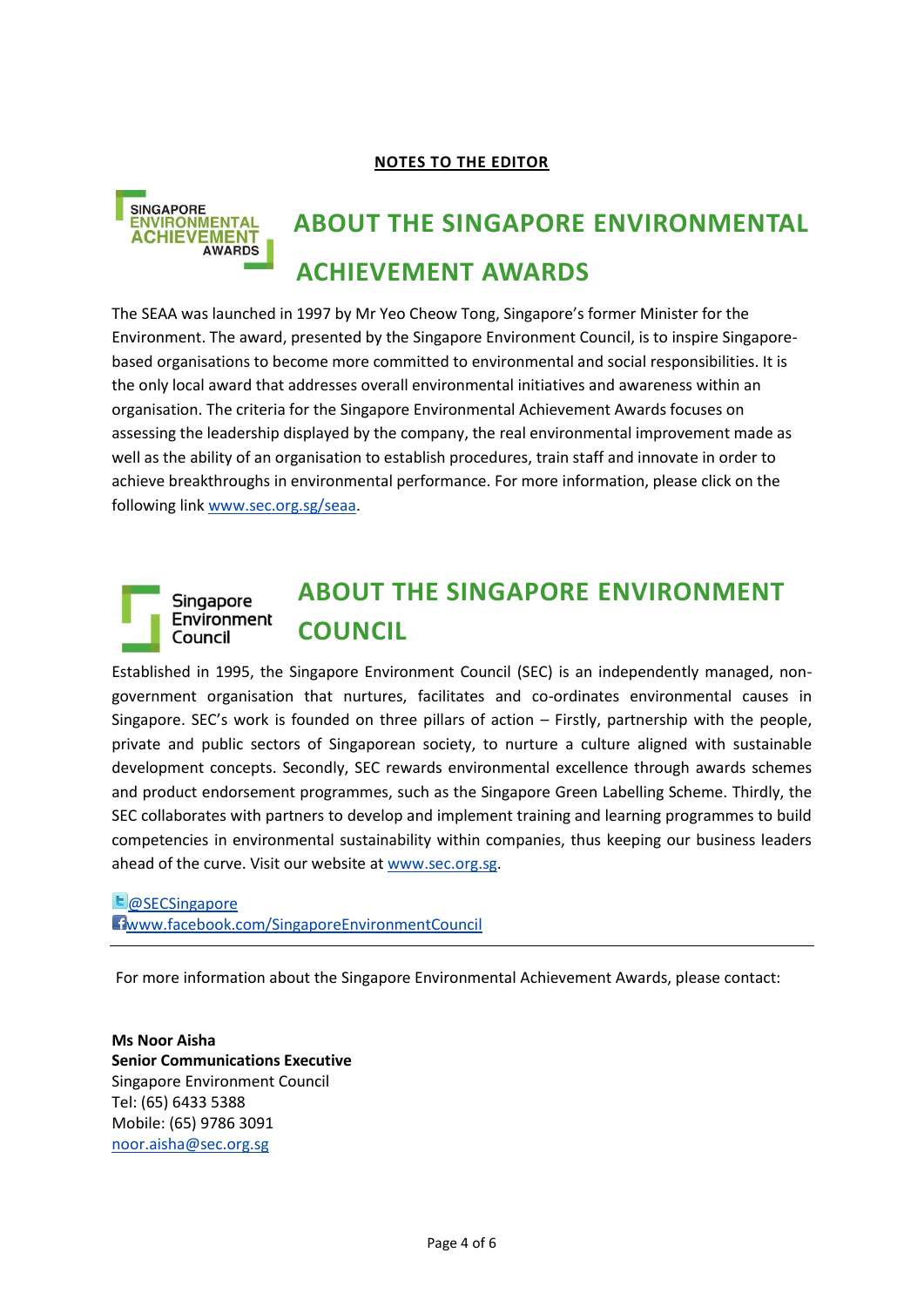**NOTES TO THE EDITOR**

## ABOUT THE SINGAPORE ENVIRONMENTAL ACHIEVEMENT AWARDS

The SEAA was launched in 1997 by Mr Yeo Cheow Tong, Singapore's former Minister for the Environment. The award, presented by the Singapore Environment Council, is to inspire Singapore-based organisations to become more committed to environmental and social responsibilities. It is the only local award that addresses overall environmental initiatives and awareness within an organisation. The criteria for the Singapore Environmental Achievement Awards focuses on assessing the leadership displayed by the company, the real environmental improvement made as well as the ability of an organisation to establish procedures, train staff and innovate in order to achieve breakthroughs in environmental performance. For more information, please click on the following link [www.sec.org.sg/seaa](http://www.sec.org.sg/seaa).

## ABOUT THE SINGAPORE ENVIRONMENT COUNCIL

Established in 1995, the Singapore Environment Council (SEC) is an independently managed, non-government organisation that nurtures, facilitates and co-ordinates environmental causes in Singapore. SEC's work is founded on three pillars of action – Firstly, partnership with the people, private and public sectors of Singaporean society, to nurture a culture aligned with sustainable development concepts. Secondly, SEC rewards environmental excellence through awards schemes and product endorsement programmes, such as the Singapore Green Labelling Scheme. Thirdly, the SEC collaborates with partners to develop and implement training and learning programmes to build competencies in environmental sustainability within companies, thus keeping our business leaders ahead of the curve. Visit our website at [www.sec.org.sg](http://www.sec.org.sg).

@SECSingapore
www.facebook.com/SingaporeEnvironmentCouncil

---

For more information about the Singapore Environmental Achievement Awards, please contact:

**Ms Noor Aisha**
**Senior Communications Executive**
Singapore Environment Council
Tel: (65) 6433 5388
Mobile: (65) 9786 3091
noor.aisha@sec.org.sg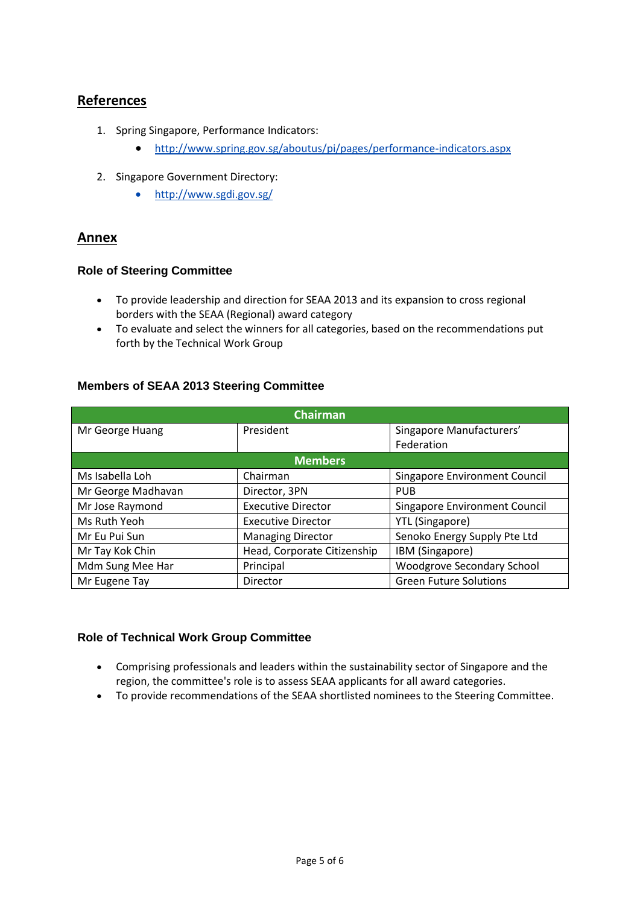## References

1. Spring Singapore, Performance Indicators:
    - http://www.spring.gov.sg/aboutus/pi/pages/performance-indicators.aspx

2. Singapore Government Directory:
    - http://www.sgdi.gov.sg/

## Annex

### Role of Steering Committee

- To provide leadership and direction for SEAA 2013 and its expansion to cross regional borders with the SEAA (Regional) award category
- To evaluate and select the winners for all categories, based on the recommendations put forth by the Technical Work Group

### Members of SEAA 2013 Steering Committee

| Chairman | | |
|---|---|---|
| Mr George Huang | President | Singapore Manufacturers' Federation |
| **Members** | | |
| Ms Isabella Loh | Chairman | Singapore Environment Council |
| Mr George Madhavan | Director, 3PN | PUB |
| Mr Jose Raymond | Executive Director | Singapore Environment Council |
| Ms Ruth Yeoh | Executive Director | YTL (Singapore) |
| Mr Eu Pui Sun | Managing Director | Senoko Energy Supply Pte Ltd |
| Mr Tay Kok Chin | Head, Corporate Citizenship | IBM (Singapore) |
| Mdm Sung Mee Har | Principal | Woodgrove Secondary School |
| Mr Eugene Tay | Director | Green Future Solutions |

### Role of Technical Work Group Committee

- Comprising professionals and leaders within the sustainability sector of Singapore and the region, the committee's role is to assess SEAA applicants for all award categories.
- To provide recommendations of the SEAA shortlisted nominees to the Steering Committee.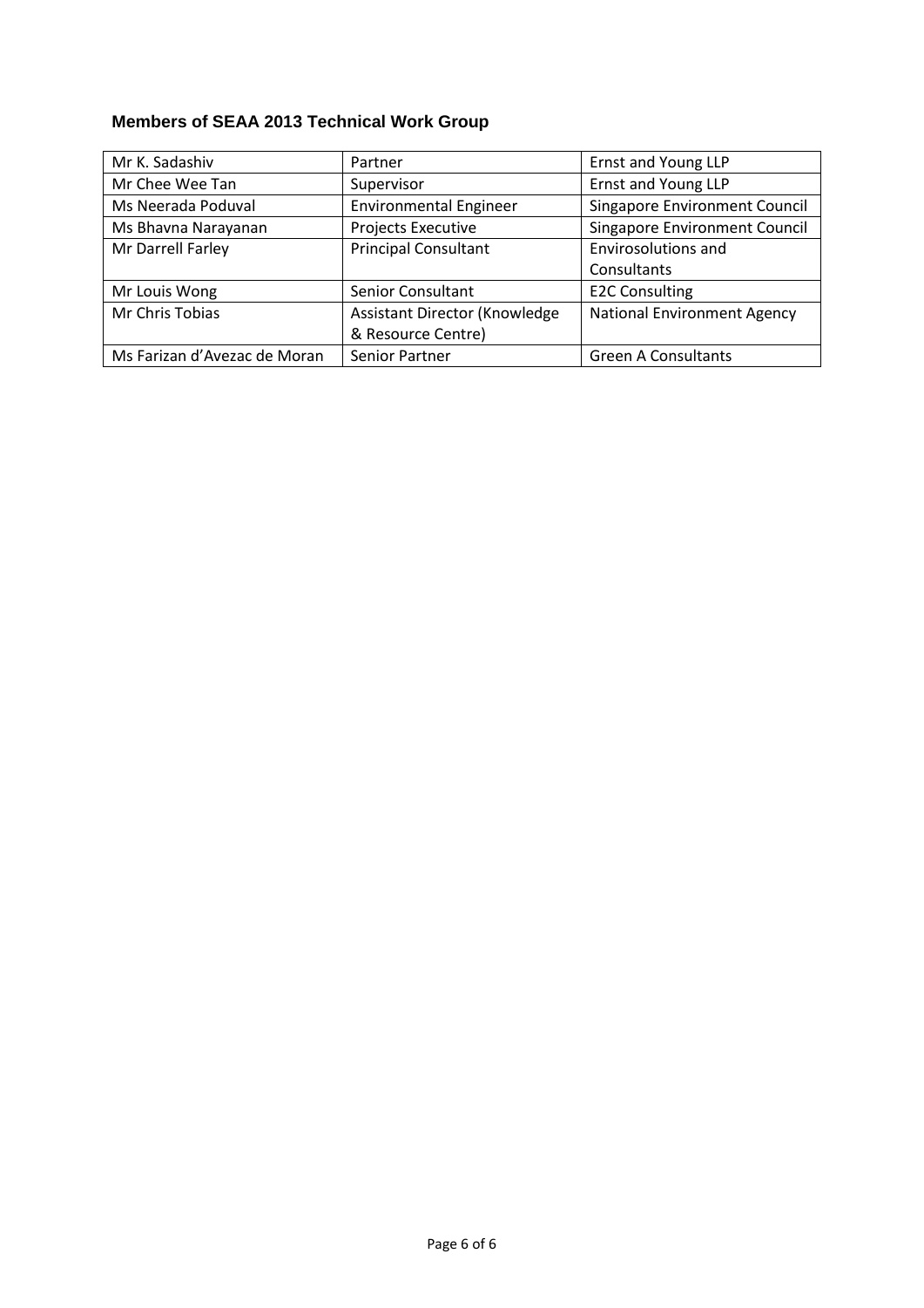### Members of SEAA 2013 Technical Work Group

| | | |
|---|---|---|
| Mr K. Sadashiv | Partner | Ernst and Young LLP |
| Mr Chee Wee Tan | Supervisor | Ernst and Young LLP |
| Ms Neerada Poduval | Environmental Engineer | Singapore Environment Council |
| Ms Bhavna Narayanan | Projects Executive | Singapore Environment Council |
| Mr Darrell Farley | Principal Consultant | Envirosolutions and Consultants |
| Mr Louis Wong | Senior Consultant | E2C Consulting |
| Mr Chris Tobias | Assistant Director (Knowledge & Resource Centre) | National Environment Agency |
| Ms Farizan d'Avezac de Moran | Senior Partner | Green A Consultants |